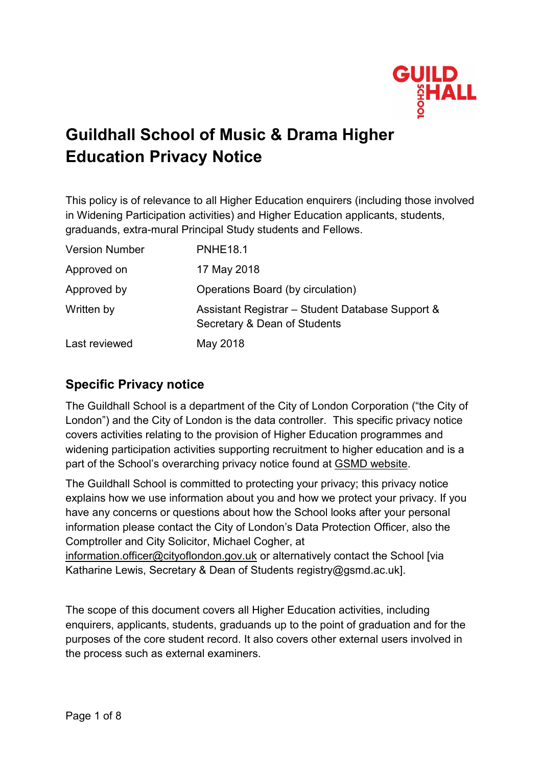# Guildhall School of Music & Drama Higher Education Privacy Notice

This policy is of relevance to all Higher Education enquirers (including those involved in Widening Participation activities) and Higher Education applicants, students, graduands, extra-mural Principal Study students and Fellows.

| | |
|---|---|
| Version Number | PNHE18.1 |
| Approved on | 17 May 2018 |
| Approved by | Operations Board (by circulation) |
| Written by | Assistant Registrar – Student Database Support & Secretary & Dean of Students |
| Last reviewed | May 2018 |

## Specific Privacy notice

The Guildhall School is a department of the City of London Corporation ("the City of London") and the City of London is the data controller. This specific privacy notice covers activities relating to the provision of Higher Education programmes and widening participation activities supporting recruitment to higher education and is a part of the School's overarching privacy notice found at GSMD website.

The Guildhall School is committed to protecting your privacy; this privacy notice explains how we use information about you and how we protect your privacy. If you have any concerns or questions about how the School looks after your personal information please contact the City of London's Data Protection Officer, also the Comptroller and City Solicitor, Michael Cogher, at information.officer@cityoflondon.gov.uk or alternatively contact the School [via Katharine Lewis, Secretary & Dean of Students registry@gsmd.ac.uk].

The scope of this document covers all Higher Education activities, including enquirers, applicants, students, graduands up to the point of graduation and for the purposes of the core student record. It also covers other external users involved in the process such as external examiners.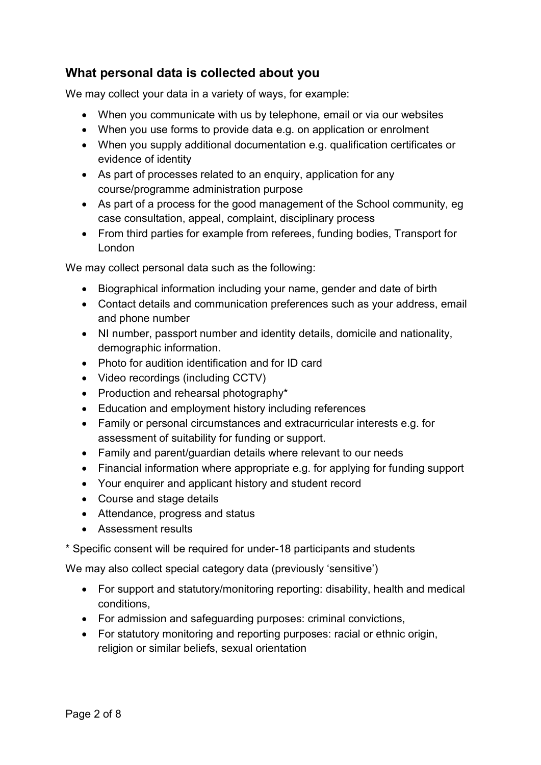## What personal data is collected about you

We may collect your data in a variety of ways, for example:

- When you communicate with us by telephone, email or via our websites
- When you use forms to provide data e.g. on application or enrolment
- When you supply additional documentation e.g. qualification certificates or evidence of identity
- As part of processes related to an enquiry, application for any course/programme administration purpose
- As part of a process for the good management of the School community, eg case consultation, appeal, complaint, disciplinary process
- From third parties for example from referees, funding bodies, Transport for London

We may collect personal data such as the following:

- Biographical information including your name, gender and date of birth
- Contact details and communication preferences such as your address, email and phone number
- NI number, passport number and identity details, domicile and nationality, demographic information.
- Photo for audition identification and for ID card
- Video recordings (including CCTV)
- Production and rehearsal photography*
- Education and employment history including references
- Family or personal circumstances and extracurricular interests e.g. for assessment of suitability for funding or support.
- Family and parent/guardian details where relevant to our needs
- Financial information where appropriate e.g. for applying for funding support
- Your enquirer and applicant history and student record
- Course and stage details
- Attendance, progress and status
- Assessment results

* Specific consent will be required for under-18 participants and students

We may also collect special category data (previously 'sensitive')

- For support and statutory/monitoring reporting: disability, health and medical conditions,
- For admission and safeguarding purposes: criminal convictions,
- For statutory monitoring and reporting purposes: racial or ethnic origin, religion or similar beliefs, sexual orientation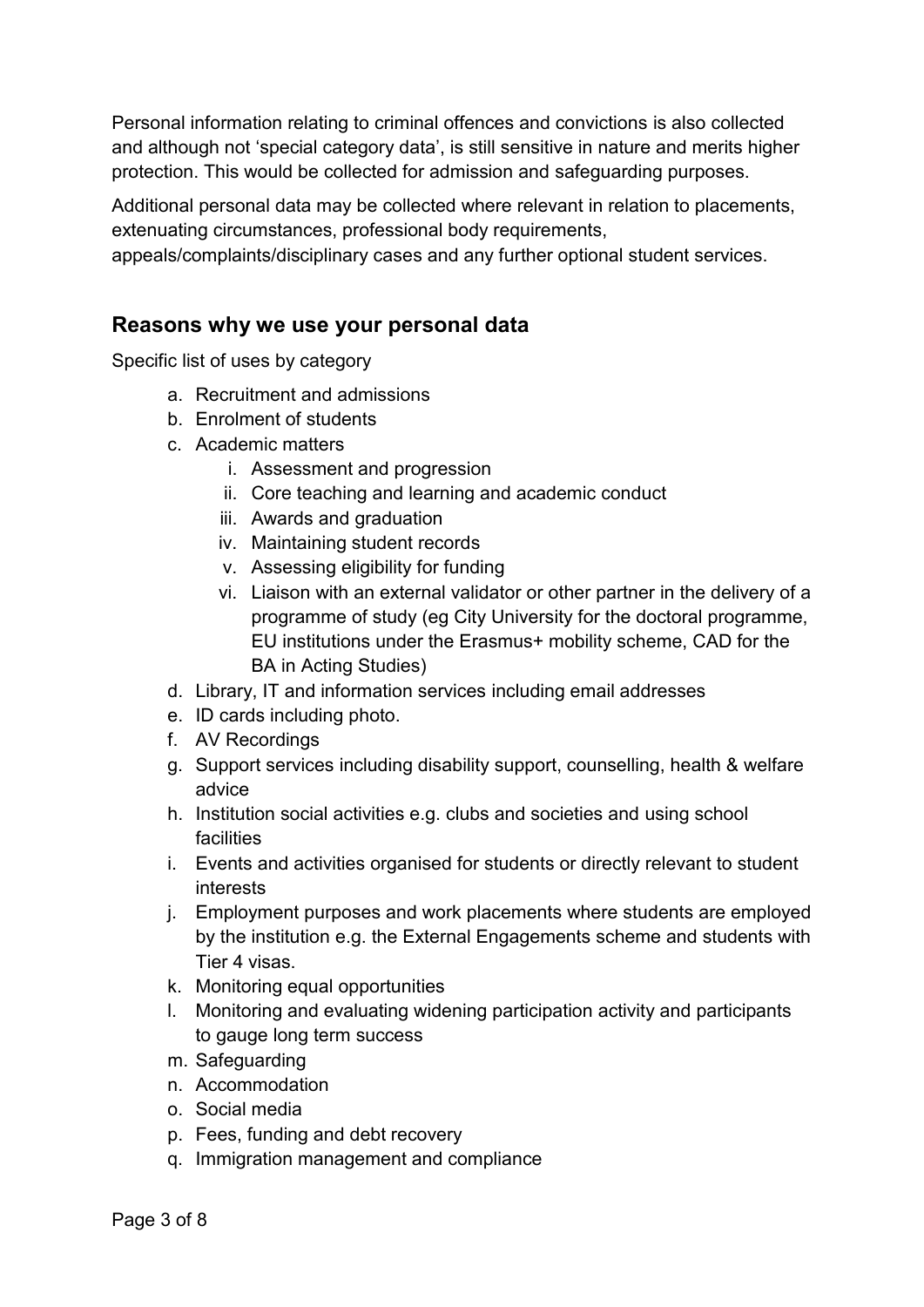Personal information relating to criminal offences and convictions is also collected and although not 'special category data', is still sensitive in nature and merits higher protection. This would be collected for admission and safeguarding purposes.

Additional personal data may be collected where relevant in relation to placements, extenuating circumstances, professional body requirements, appeals/complaints/disciplinary cases and any further optional student services.

## Reasons why we use your personal data

Specific list of uses by category

a. Recruitment and admissions
b. Enrolment of students
c. Academic matters
    i. Assessment and progression
    ii. Core teaching and learning and academic conduct
    iii. Awards and graduation
    iv. Maintaining student records
    v. Assessing eligibility for funding
    vi. Liaison with an external validator or other partner in the delivery of a programme of study (eg City University for the doctoral programme, EU institutions under the Erasmus+ mobility scheme, CAD for the BA in Acting Studies)
d. Library, IT and information services including email addresses
e. ID cards including photo.
f. AV Recordings
g. Support services including disability support, counselling, health & welfare advice
h. Institution social activities e.g. clubs and societies and using school facilities
i. Events and activities organised for students or directly relevant to student interests
j. Employment purposes and work placements where students are employed by the institution e.g. the External Engagements scheme and students with Tier 4 visas.
k. Monitoring equal opportunities
l. Monitoring and evaluating widening participation activity and participants to gauge long term success
m. Safeguarding
n. Accommodation
o. Social media
p. Fees, funding and debt recovery
q. Immigration management and compliance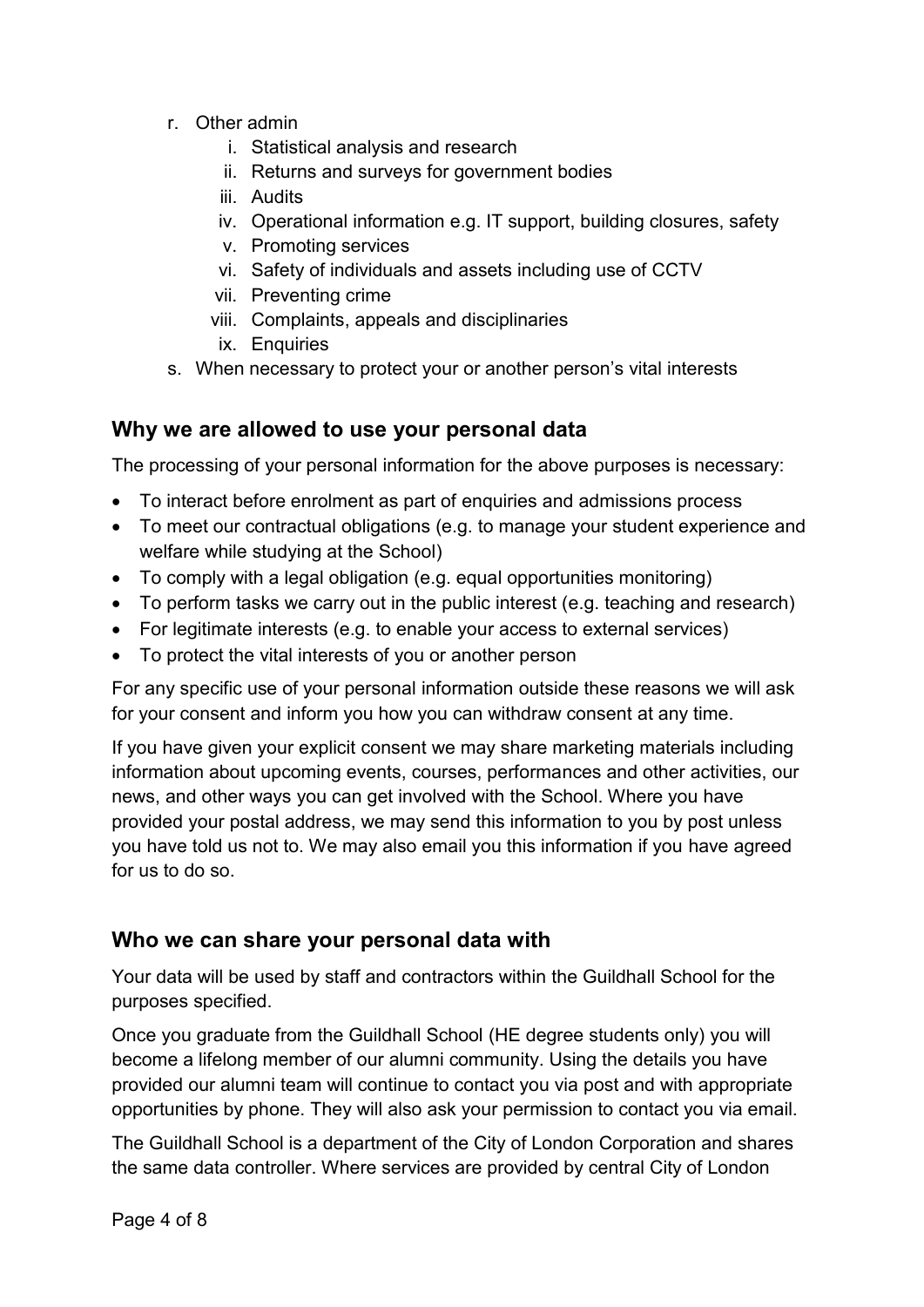r. Other admin
    i. Statistical analysis and research
    ii. Returns and surveys for government bodies
    iii. Audits
    iv. Operational information e.g. IT support, building closures, safety
    v. Promoting services
    vi. Safety of individuals and assets including use of CCTV
    vii. Preventing crime
    viii. Complaints, appeals and disciplinaries
    ix. Enquiries

s. When necessary to protect your or another person's vital interests

## Why we are allowed to use your personal data

The processing of your personal information for the above purposes is necessary:

- To interact before enrolment as part of enquiries and admissions process
- To meet our contractual obligations (e.g. to manage your student experience and welfare while studying at the School)
- To comply with a legal obligation (e.g. equal opportunities monitoring)
- To perform tasks we carry out in the public interest (e.g. teaching and research)
- For legitimate interests (e.g. to enable your access to external services)
- To protect the vital interests of you or another person

For any specific use of your personal information outside these reasons we will ask for your consent and inform you how you can withdraw consent at any time.

If you have given your explicit consent we may share marketing materials including information about upcoming events, courses, performances and other activities, our news, and other ways you can get involved with the School. Where you have provided your postal address, we may send this information to you by post unless you have told us not to. We may also email you this information if you have agreed for us to do so.

## Who we can share your personal data with

Your data will be used by staff and contractors within the Guildhall School for the purposes specified.

Once you graduate from the Guildhall School (HE degree students only) you will become a lifelong member of our alumni community. Using the details you have provided our alumni team will continue to contact you via post and with appropriate opportunities by phone. They will also ask your permission to contact you via email.

The Guildhall School is a department of the City of London Corporation and shares the same data controller. Where services are provided by central City of London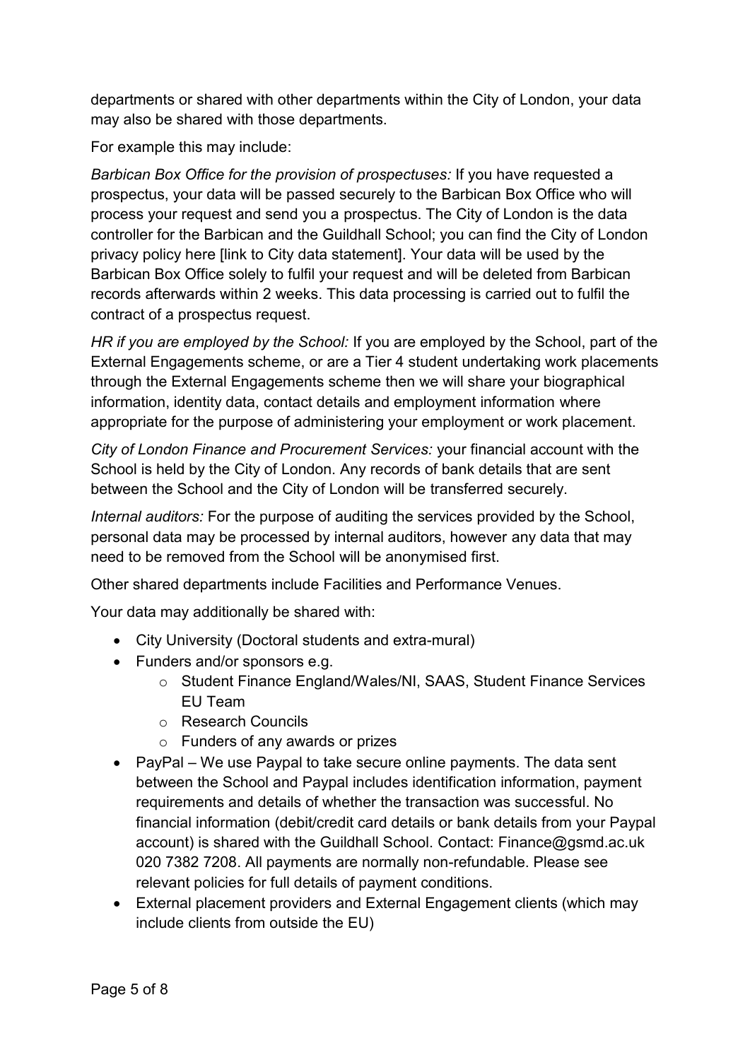departments or shared with other departments within the City of London, your data may also be shared with those departments.

For example this may include:

*Barbican Box Office for the provision of prospectuses:* If you have requested a prospectus, your data will be passed securely to the Barbican Box Office who will process your request and send you a prospectus. The City of London is the data controller for the Barbican and the Guildhall School; you can find the City of London privacy policy here [link to City data statement]. Your data will be used by the Barbican Box Office solely to fulfil your request and will be deleted from Barbican records afterwards within 2 weeks. This data processing is carried out to fulfil the contract of a prospectus request.

*HR if you are employed by the School:* If you are employed by the School, part of the External Engagements scheme, or are a Tier 4 student undertaking work placements through the External Engagements scheme then we will share your biographical information, identity data, contact details and employment information where appropriate for the purpose of administering your employment or work placement.

*City of London Finance and Procurement Services:* your financial account with the School is held by the City of London. Any records of bank details that are sent between the School and the City of London will be transferred securely.

*Internal auditors:* For the purpose of auditing the services provided by the School, personal data may be processed by internal auditors, however any data that may need to be removed from the School will be anonymised first.

Other shared departments include Facilities and Performance Venues.

Your data may additionally be shared with:

- City University (Doctoral students and extra-mural)
- Funders and/or sponsors e.g.
  - Student Finance England/Wales/NI, SAAS, Student Finance Services EU Team
  - Research Councils
  - Funders of any awards or prizes
- PayPal – We use Paypal to take secure online payments. The data sent between the School and Paypal includes identification information, payment requirements and details of whether the transaction was successful. No financial information (debit/credit card details or bank details from your Paypal account) is shared with the Guildhall School. Contact: Finance@gsmd.ac.uk 020 7382 7208. All payments are normally non-refundable. Please see relevant policies for full details of payment conditions.
- External placement providers and External Engagement clients (which may include clients from outside the EU)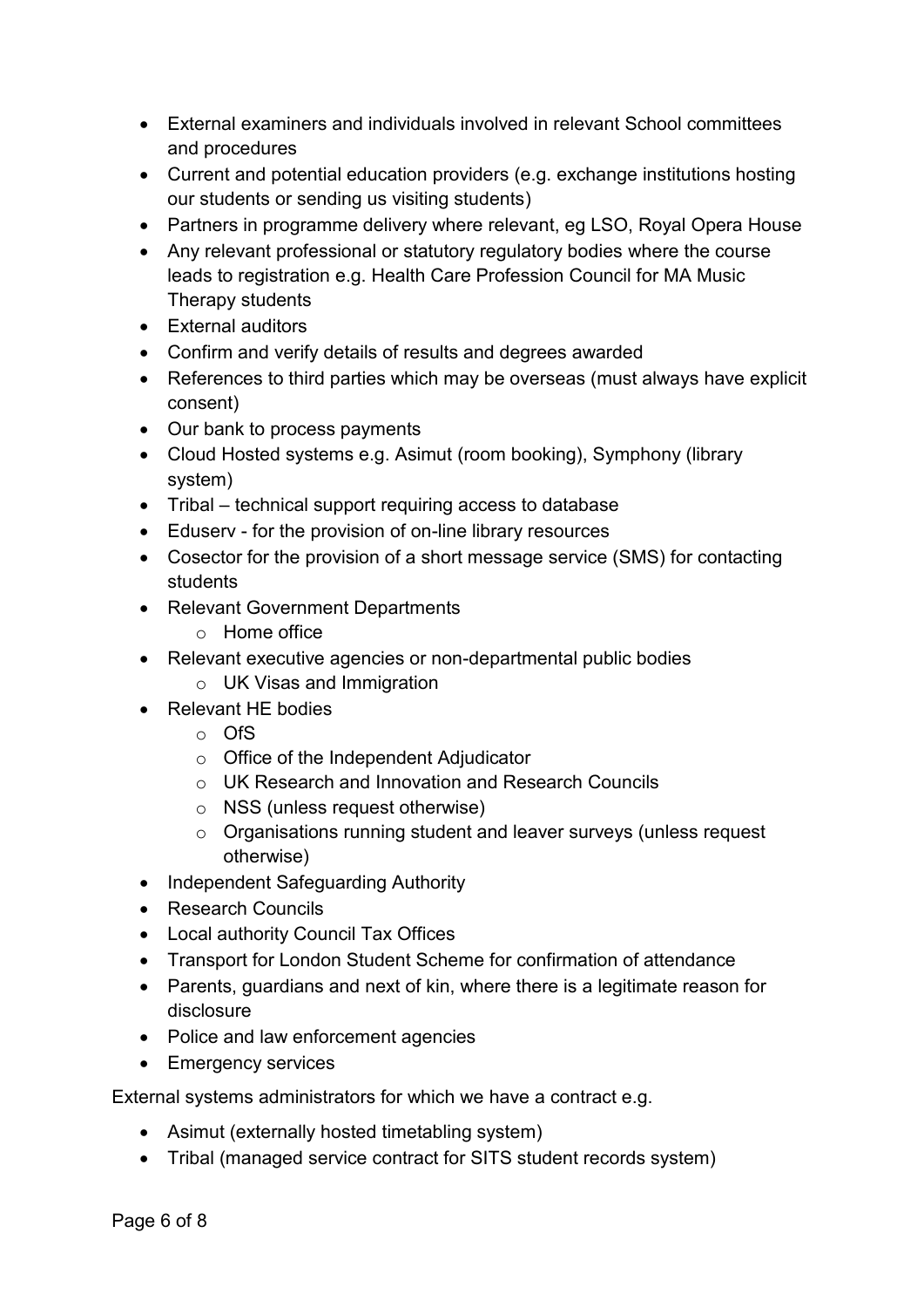- External examiners and individuals involved in relevant School committees and procedures
- Current and potential education providers (e.g. exchange institutions hosting our students or sending us visiting students)
- Partners in programme delivery where relevant, eg LSO, Royal Opera House
- Any relevant professional or statutory regulatory bodies where the course leads to registration e.g. Health Care Profession Council for MA Music Therapy students
- External auditors
- Confirm and verify details of results and degrees awarded
- References to third parties which may be overseas (must always have explicit consent)
- Our bank to process payments
- Cloud Hosted systems e.g. Asimut (room booking), Symphony (library system)
- Tribal – technical support requiring access to database
- Eduserv - for the provision of on-line library resources
- Cosector for the provision of a short message service (SMS) for contacting students
- Relevant Government Departments
  - Home office
- Relevant executive agencies or non-departmental public bodies
  - UK Visas and Immigration
- Relevant HE bodies
  - OfS
  - Office of the Independent Adjudicator
  - UK Research and Innovation and Research Councils
  - NSS (unless request otherwise)
  - Organisations running student and leaver surveys (unless request otherwise)
- Independent Safeguarding Authority
- Research Councils
- Local authority Council Tax Offices
- Transport for London Student Scheme for confirmation of attendance
- Parents, guardians and next of kin, where there is a legitimate reason for disclosure
- Police and law enforcement agencies
- Emergency services

External systems administrators for which we have a contract e.g.

- Asimut (externally hosted timetabling system)
- Tribal (managed service contract for SITS student records system)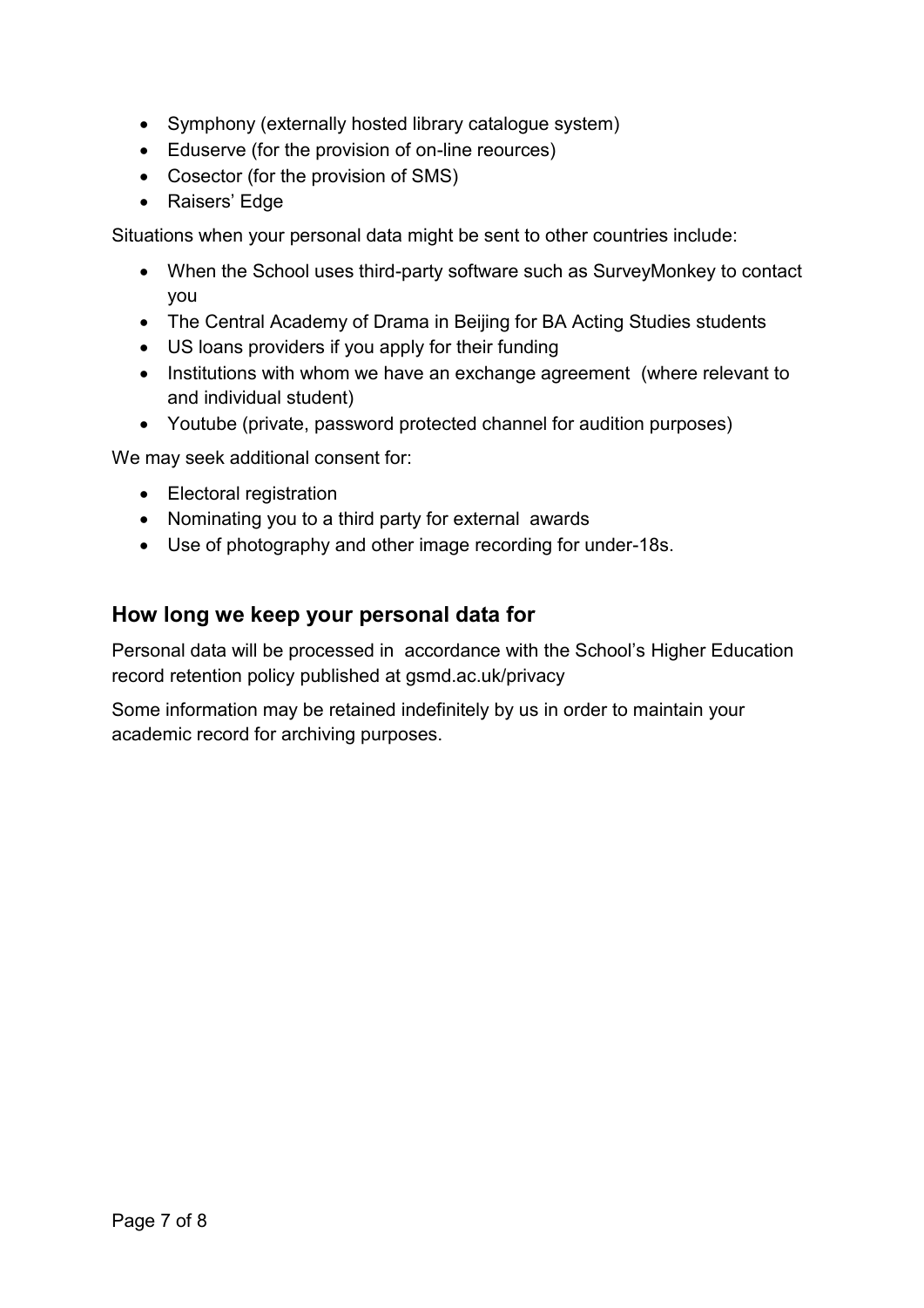- Symphony (externally hosted library catalogue system)
- Eduserve (for the provision of on-line reources)
- Cosector (for the provision of SMS)
- Raisers' Edge

Situations when your personal data might be sent to other countries include:

- When the School uses third-party software such as SurveyMonkey to contact you
- The Central Academy of Drama in Beijing for BA Acting Studies students
- US loans providers if you apply for their funding
- Institutions with whom we have an exchange agreement (where relevant to and individual student)
- Youtube (private, password protected channel for audition purposes)

We may seek additional consent for:

- Electoral registration
- Nominating you to a third party for external awards
- Use of photography and other image recording for under-18s.

## How long we keep your personal data for

Personal data will be processed in accordance with the School's Higher Education record retention policy published at gsmd.ac.uk/privacy

Some information may be retained indefinitely by us in order to maintain your academic record for archiving purposes.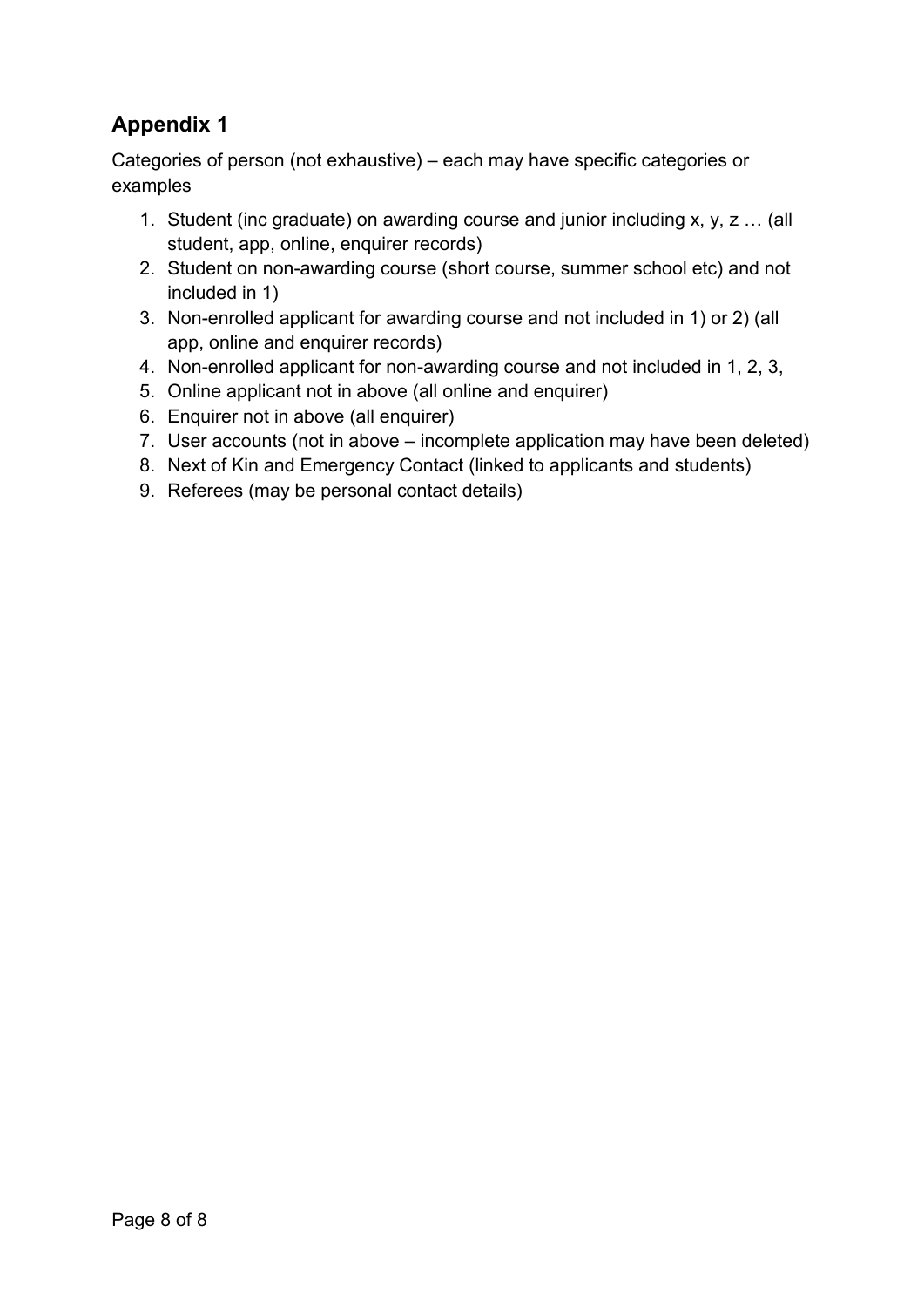## Appendix 1

Categories of person (not exhaustive) – each may have specific categories or examples

1. Student (inc graduate) on awarding course and junior including x, y, z … (all student, app, online, enquirer records)
2. Student on non-awarding course (short course, summer school etc) and not included in 1)
3. Non-enrolled applicant for awarding course and not included in 1) or 2) (all app, online and enquirer records)
4. Non-enrolled applicant for non-awarding course and not included in 1, 2, 3,
5. Online applicant not in above (all online and enquirer)
6. Enquirer not in above (all enquirer)
7. User accounts (not in above – incomplete application may have been deleted)
8. Next of Kin and Emergency Contact (linked to applicants and students)
9. Referees (may be personal contact details)